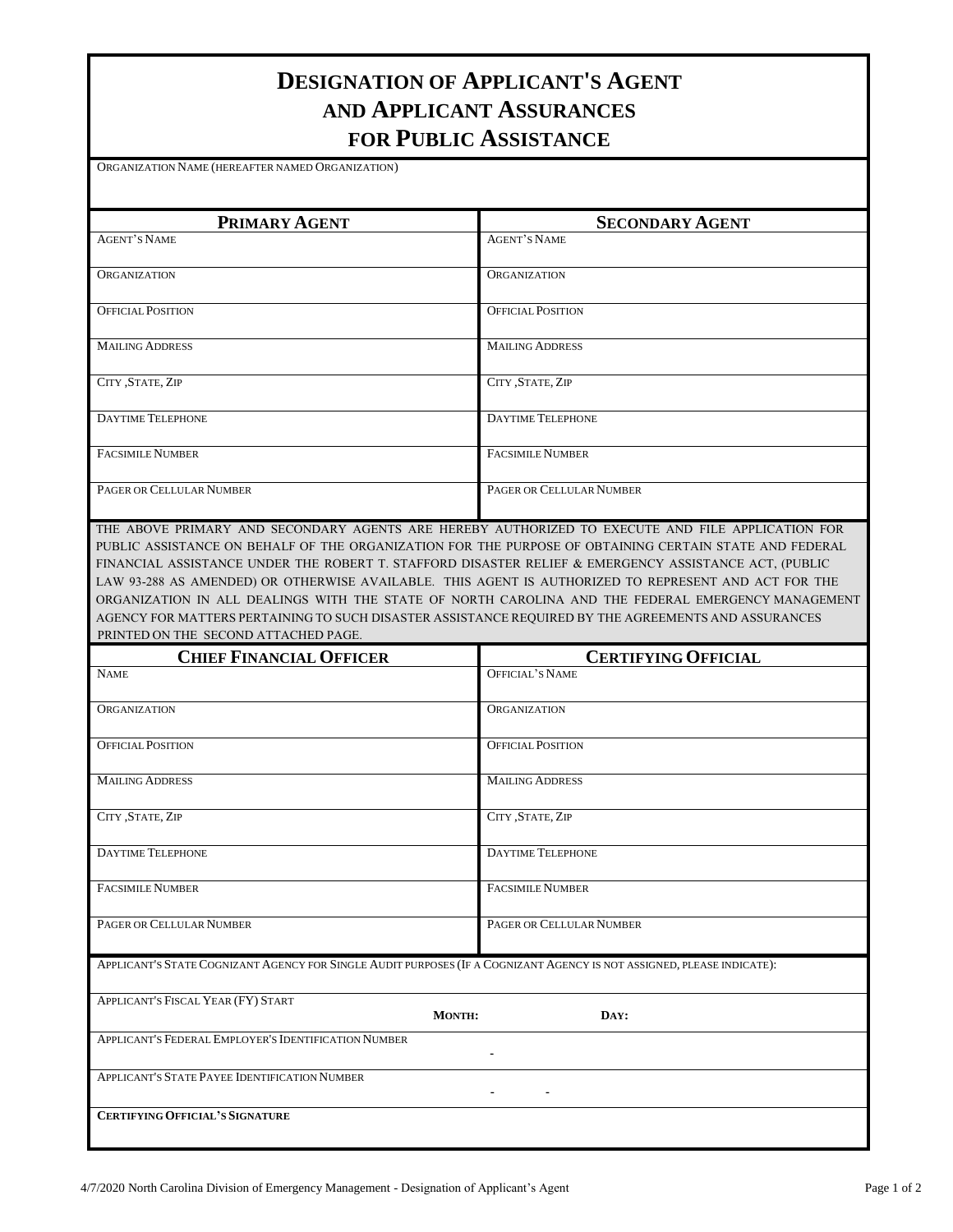# Designation of Applicant's Agent and Applicant Assurances for Public Assistance

Organization Name (hereafter named Organization)

| Primary Agent | Secondary Agent |
|---|---|
| Agent's Name | Agent's Name |
| Organization | Organization |
| Official Position | Official Position |
| Mailing Address | Mailing Address |
| City ,State, Zip | City ,State, Zip |
| Daytime Telephone | Daytime Telephone |
| Facsimile Number | Facsimile Number |
| Pager or Cellular Number | Pager or Cellular Number |

THE ABOVE PRIMARY AND SECONDARY AGENTS ARE HEREBY AUTHORIZED TO EXECUTE AND FILE APPLICATION FOR PUBLIC ASSISTANCE ON BEHALF OF THE ORGANIZATION FOR THE PURPOSE OF OBTAINING CERTAIN STATE AND FEDERAL FINANCIAL ASSISTANCE UNDER THE ROBERT T. STAFFORD DISASTER RELIEF & EMERGENCY ASSISTANCE ACT, (PUBLIC LAW 93-288 AS AMENDED) OR OTHERWISE AVAILABLE. THIS AGENT IS AUTHORIZED TO REPRESENT AND ACT FOR THE ORGANIZATION IN ALL DEALINGS WITH THE STATE OF NORTH CAROLINA AND THE FEDERAL EMERGENCY MANAGEMENT AGENCY FOR MATTERS PERTAINING TO SUCH DISASTER ASSISTANCE REQUIRED BY THE AGREEMENTS AND ASSURANCES PRINTED ON THE SECOND ATTACHED PAGE.

| Chief Financial Officer | Certifying Official |
|---|---|
| Name | Official's Name |
| Organization | Organization |
| Official Position | Official Position |
| Mailing Address | Mailing Address |
| City ,State, Zip | City ,State, Zip |
| Daytime Telephone | Daytime Telephone |
| Facsimile Number | Facsimile Number |
| Pager or Cellular Number | Pager or Cellular Number |

Applicant's State Cognizant Agency for Single Audit purposes (If a Cognizant Agency is not assigned, please indicate):

Applicant's Fiscal Year (FY) Start **Month:** **Day:**

Applicant's Federal Employer's Identification Number -

Applicant's State Payee Identification Number - -

**Certifying Official's Signature**

4/7/2020 North Carolina Division of Emergency Management - Designation of Applicant's Agent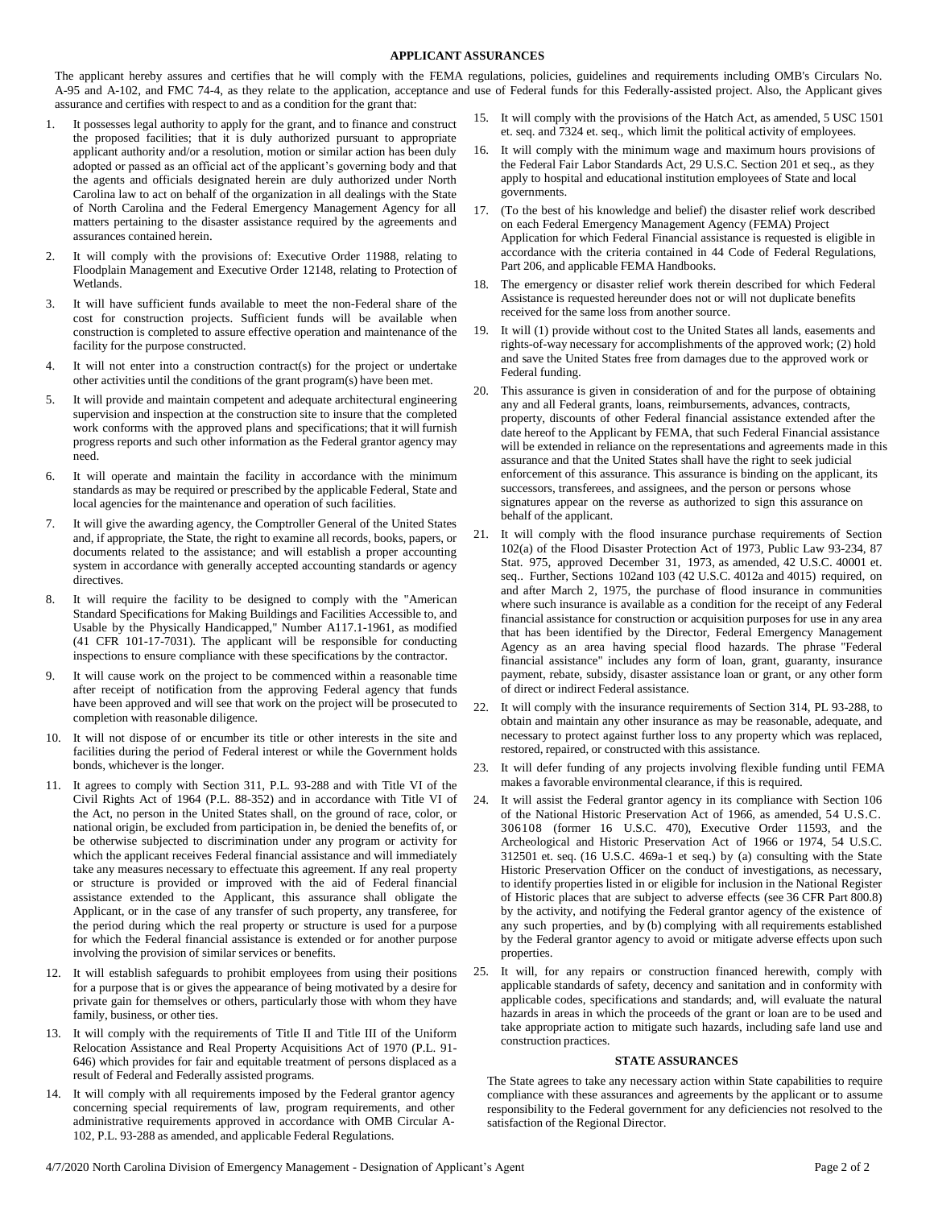## APPLICANT ASSURANCES

The applicant hereby assures and certifies that he will comply with the FEMA regulations, policies, guidelines and requirements including OMB's Circulars No. A-95 and A-102, and FMC 74-4, as they relate to the application, acceptance and use of Federal funds for this Federally-assisted project. Also, the Applicant gives assurance and certifies with respect to and as a condition for the grant that:

1. It possesses legal authority to apply for the grant, and to finance and construct the proposed facilities; that it is duly authorized pursuant to appropriate applicant authority and/or a resolution, motion or similar action has been duly adopted or passed as an official act of the applicant's governing body and that the agents and officials designated herein are duly authorized under North Carolina law to act on behalf of the organization in all dealings with the State of North Carolina and the Federal Emergency Management Agency for all matters pertaining to the disaster assistance required by the agreements and assurances contained herein.
2. It will comply with the provisions of: Executive Order 11988, relating to Floodplain Management and Executive Order 12148, relating to Protection of Wetlands.
3. It will have sufficient funds available to meet the non-Federal share of the cost for construction projects. Sufficient funds will be available when construction is completed to assure effective operation and maintenance of the facility for the purpose constructed.
4. It will not enter into a construction contract(s) for the project or undertake other activities until the conditions of the grant program(s) have been met.
5. It will provide and maintain competent and adequate architectural engineering supervision and inspection at the construction site to insure that the completed work conforms with the approved plans and specifications; that it will furnish progress reports and such other information as the Federal grantor agency may need.
6. It will operate and maintain the facility in accordance with the minimum standards as may be required or prescribed by the applicable Federal, State and local agencies for the maintenance and operation of such facilities.
7. It will give the awarding agency, the Comptroller General of the United States and, if appropriate, the State, the right to examine all records, books, papers, or documents related to the assistance; and will establish a proper accounting system in accordance with generally accepted accounting standards or agency directives.
8. It will require the facility to be designed to comply with the "American Standard Specifications for Making Buildings and Facilities Accessible to, and Usable by the Physically Handicapped," Number A117.1-1961, as modified (41 CFR 101-17-7031). The applicant will be responsible for conducting inspections to ensure compliance with these specifications by the contractor.
9. It will cause work on the project to be commenced within a reasonable time after receipt of notification from the approving Federal agency that funds have been approved and will see that work on the project will be prosecuted to completion with reasonable diligence.
10. It will not dispose of or encumber its title or other interests in the site and facilities during the period of Federal interest or while the Government holds bonds, whichever is the longer.
11. It agrees to comply with Section 311, P.L. 93-288 and with Title VI of the Civil Rights Act of 1964 (P.L. 88-352) and in accordance with Title VI of the Act, no person in the United States shall, on the ground of race, color, or national origin, be excluded from participation in, be denied the benefits of, or be otherwise subjected to discrimination under any program or activity for which the applicant receives Federal financial assistance and will immediately take any measures necessary to effectuate this agreement. If any real property or structure is provided or improved with the aid of Federal financial assistance extended to the Applicant, this assurance shall obligate the Applicant, or in the case of any transfer of such property, any transferee, for the period during which the real property or structure is used for a purpose for which the Federal financial assistance is extended or for another purpose involving the provision of similar services or benefits.
12. It will establish safeguards to prohibit employees from using their positions for a purpose that is or gives the appearance of being motivated by a desire for private gain for themselves or others, particularly those with whom they have family, business, or other ties.
13. It will comply with the requirements of Title II and Title III of the Uniform Relocation Assistance and Real Property Acquisitions Act of 1970 (P.L. 91-646) which provides for fair and equitable treatment of persons displaced as a result of Federal and Federally assisted programs.
14. It will comply with all requirements imposed by the Federal grantor agency concerning special requirements of law, program requirements, and other administrative requirements approved in accordance with OMB Circular A-102, P.L. 93-288 as amended, and applicable Federal Regulations.
15. It will comply with the provisions of the Hatch Act, as amended, 5 USC 1501 et. seq. and 7324 et. seq., which limit the political activity of employees.
16. It will comply with the minimum wage and maximum hours provisions of the Federal Fair Labor Standards Act, 29 U.S.C. Section 201 et seq., as they apply to hospital and educational institution employees of State and local governments.
17. (To the best of his knowledge and belief) the disaster relief work described on each Federal Emergency Management Agency (FEMA) Project Application for which Federal Financial assistance is requested is eligible in accordance with the criteria contained in 44 Code of Federal Regulations, Part 206, and applicable FEMA Handbooks.
18. The emergency or disaster relief work therein described for which Federal Assistance is requested hereunder does not or will not duplicate benefits received for the same loss from another source.
19. It will (1) provide without cost to the United States all lands, easements and rights-of-way necessary for accomplishments of the approved work; (2) hold and save the United States free from damages due to the approved work or Federal funding.
20. This assurance is given in consideration of and for the purpose of obtaining any and all Federal grants, loans, reimbursements, advances, contracts, property, discounts of other Federal financial assistance extended after the date hereof to the Applicant by FEMA, that such Federal Financial assistance will be extended in reliance on the representations and agreements made in this assurance and that the United States shall have the right to seek judicial enforcement of this assurance. This assurance is binding on the applicant, its successors, transferees, and assignees, and the person or persons whose signatures appear on the reverse as authorized to sign this assurance on behalf of the applicant.
21. It will comply with the flood insurance purchase requirements of Section 102(a) of the Flood Disaster Protection Act of 1973, Public Law 93-234, 87 Stat. 975, approved December 31, 1973, as amended, 42 U.S.C. 40001 et. seq.. Further, Sections 102and 103 (42 U.S.C. 4012a and 4015) required, on and after March 2, 1975, the purchase of flood insurance in communities where such insurance is available as a condition for the receipt of any Federal financial assistance for construction or acquisition purposes for use in any area that has been identified by the Director, Federal Emergency Management Agency as an area having special flood hazards. The phrase "Federal financial assistance" includes any form of loan, grant, guaranty, insurance payment, rebate, subsidy, disaster assistance loan or grant, or any other form of direct or indirect Federal assistance.
22. It will comply with the insurance requirements of Section 314, PL 93-288, to obtain and maintain any other insurance as may be reasonable, adequate, and necessary to protect against further loss to any property which was replaced, restored, repaired, or constructed with this assistance.
23. It will defer funding of any projects involving flexible funding until FEMA makes a favorable environmental clearance, if this is required.
24. It will assist the Federal grantor agency in its compliance with Section 106 of the National Historic Preservation Act of 1966, as amended, 54 U.S.C. 306108 (former 16 U.S.C. 470), Executive Order 11593, and the Archeological and Historic Preservation Act of 1966 or 1974, 54 U.S.C. 312501 et. seq. (16 U.S.C. 469a-1 et seq.) by (a) consulting with the State Historic Preservation Officer on the conduct of investigations, as necessary, to identify properties listed in or eligible for inclusion in the National Register of Historic places that are subject to adverse effects (see 36 CFR Part 800.8) by the activity, and notifying the Federal grantor agency of the existence of any such properties, and by (b) complying with all requirements established by the Federal grantor agency to avoid or mitigate adverse effects upon such properties.
25. It will, for any repairs or construction financed herewith, comply with applicable standards of safety, decency and sanitation and in conformity with applicable codes, specifications and standards; and, will evaluate the natural hazards in areas in which the proceeds of the grant or loan are to be used and take appropriate action to mitigate such hazards, including safe land use and construction practices.

## STATE ASSURANCES

The State agrees to take any necessary action within State capabilities to require compliance with these assurances and agreements by the applicant or to assume responsibility to the Federal government for any deficiencies not resolved to the satisfaction of the Regional Director.